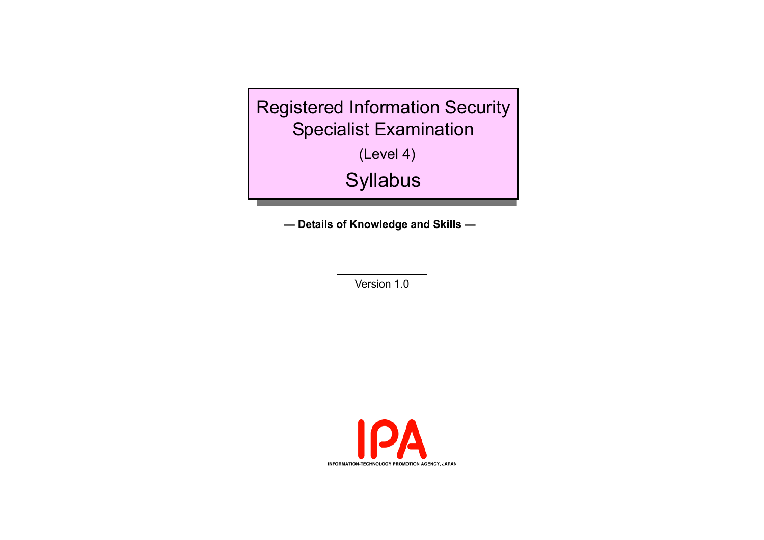# Registered Information Security Specialist Examination

(Level 4)

# Syllabus

**— Details of Knowledge and Skills —**

Version 1.0

INFORMATION-TECHNOLOGY PROMOTION AGENCY, JAPAN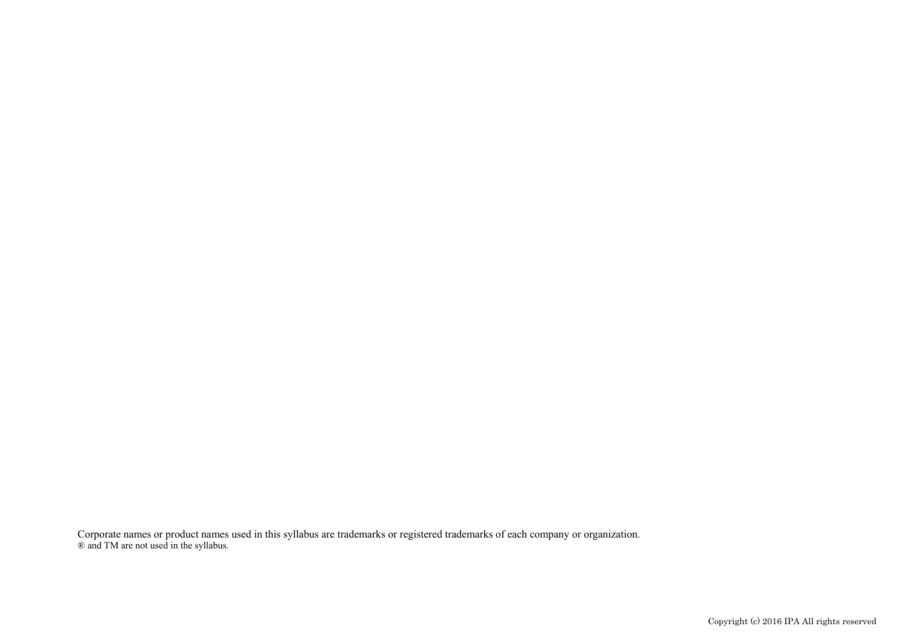Corporate names or product names used in this syllabus are trademarks or registered trademarks of each company or organization.
® and TM are not used in the syllabus.

Copyright (c) 2016 IPA All rights reserved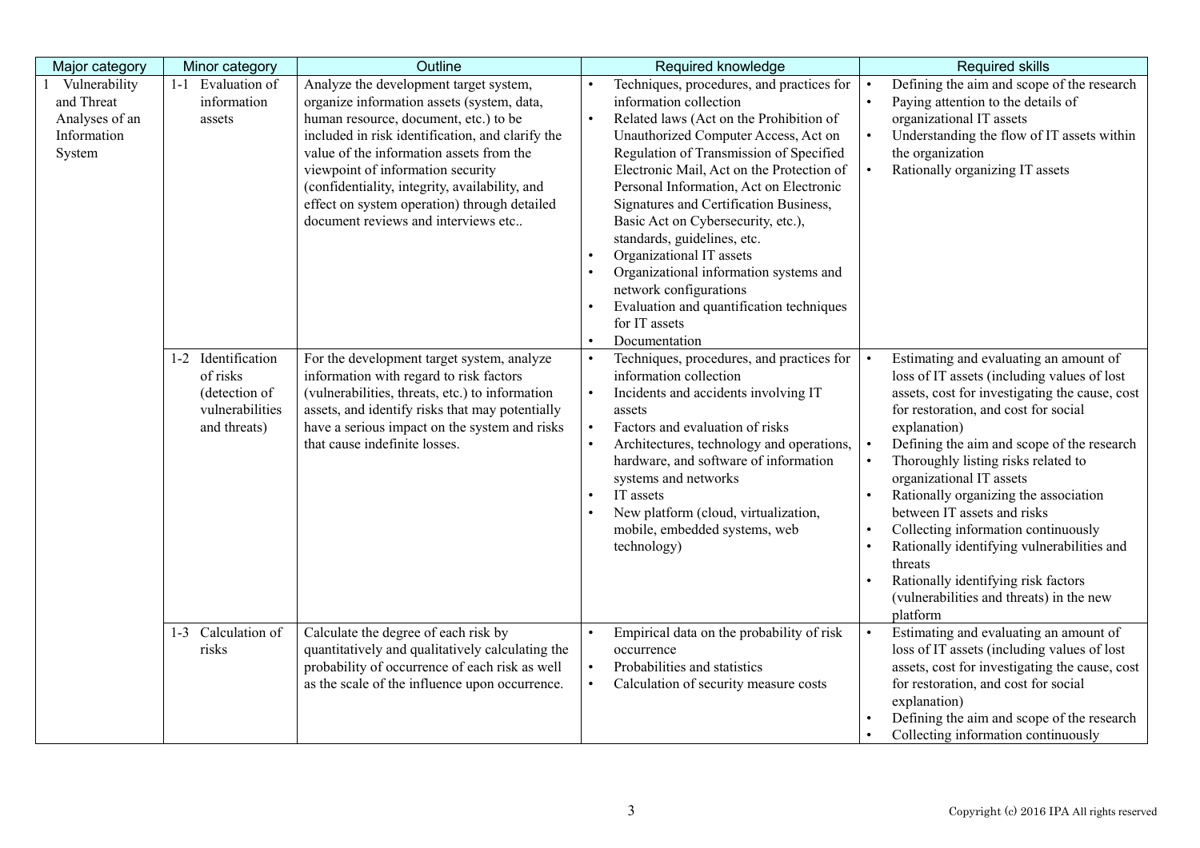| Major category | Minor category | Outline | Required knowledge | Required skills |
| --- | --- | --- | --- | --- |
| 1 Vulnerability and Threat Analyses of an Information System | 1-1 Evaluation of information assets | Analyze the development target system, organize information assets (system, data, human resource, document, etc.) to be included in risk identification, and clarify the value of the information assets from the viewpoint of information security (confidentiality, integrity, availability, and effect on system operation) through detailed document reviews and interviews etc.. | • Techniques, procedures, and practices for information collection<br>• Related laws (Act on the Prohibition of Unauthorized Computer Access, Act on Regulation of Transmission of Specified Electronic Mail, Act on the Protection of Personal Information, Act on Electronic Signatures and Certification Business, Basic Act on Cybersecurity, etc.), standards, guidelines, etc.<br>• Organizational IT assets<br>• Organizational information systems and network configurations<br>• Evaluation and quantification techniques for IT assets<br>• Documentation | • Defining the aim and scope of the research<br>• Paying attention to the details of organizational IT assets<br>• Understanding the flow of IT assets within the organization<br>• Rationally organizing IT assets |
| | 1-2 Identification of risks (detection of vulnerabilities and threats) | For the development target system, analyze information with regard to risk factors (vulnerabilities, threats, etc.) to information assets, and identify risks that may potentially have a serious impact on the system and risks that cause indefinite losses. | • Techniques, procedures, and practices for information collection<br>• Incidents and accidents involving IT assets<br>• Factors and evaluation of risks<br>• Architectures, technology and operations, hardware, and software of information systems and networks<br>• IT assets<br>• New platform (cloud, virtualization, mobile, embedded systems, web technology) | • Estimating and evaluating an amount of loss of IT assets (including values of lost assets, cost for investigating the cause, cost for restoration, and cost for social explanation)<br>• Defining the aim and scope of the research<br>• Thoroughly listing risks related to organizational IT assets<br>• Rationally organizing the association between IT assets and risks<br>• Collecting information continuously<br>• Rationally identifying vulnerabilities and threats<br>• Rationally identifying risk factors (vulnerabilities and threats) in the new platform |
| | 1-3 Calculation of risks | Calculate the degree of each risk by quantitatively and qualitatively calculating the probability of occurrence of each risk as well as the scale of the influence upon occurrence. | • Empirical data on the probability of risk occurrence<br>• Probabilities and statistics<br>• Calculation of security measure costs | • Estimating and evaluating an amount of loss of IT assets (including values of lost assets, cost for investigating the cause, cost for restoration, and cost for social explanation)<br>• Defining the aim and scope of the research<br>• Collecting information continuously |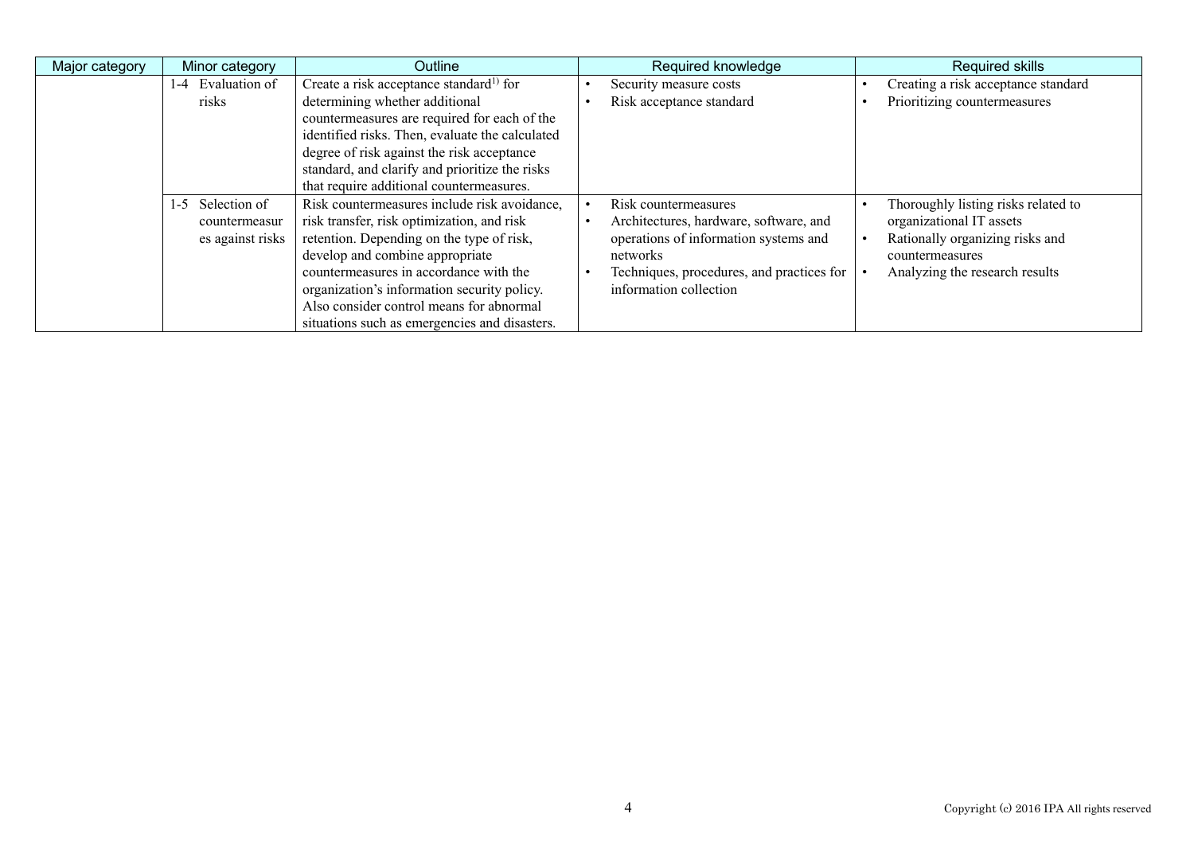| Major category | Minor category | Outline | Required knowledge | Required skills |
| --- | --- | --- | --- | --- |
| | 1-4 Evaluation of risks | Create a risk acceptance standard[1)] for determining whether additional countermeasures are required for each of the identified risks. Then, evaluate the calculated degree of risk against the risk acceptance standard, and clarify and prioritize the risks that require additional countermeasures. | • Security measure costs<br>• Risk acceptance standard | • Creating a risk acceptance standard<br>• Prioritizing countermeasures |
| | 1-5 Selection of countermeasures against risks | Risk countermeasures include risk avoidance, risk transfer, risk optimization, and risk retention. Depending on the type of risk, develop and combine appropriate countermeasures in accordance with the organization's information security policy. Also consider control means for abnormal situations such as emergencies and disasters. | • Risk countermeasures<br>• Architectures, hardware, software, and operations of information systems and networks<br>• Techniques, procedures, and practices for information collection | • Thoroughly listing risks related to organizational IT assets<br>• Rationally organizing risks and countermeasures<br>• Analyzing the research results |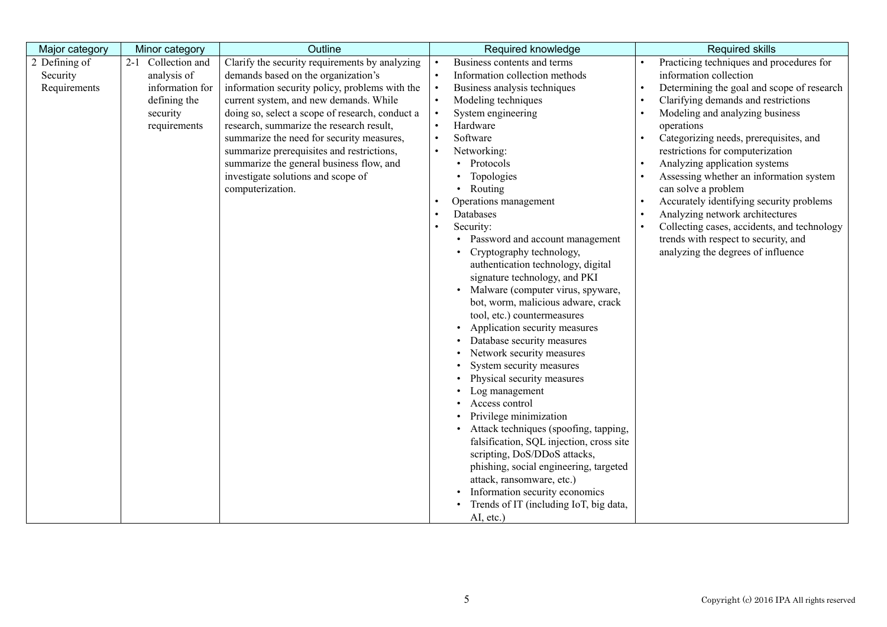| Major category | Minor category | Outline | Required knowledge | Required skills |
|---|---|---|---|---|
| 2 Defining of Security Requirements | 2-1 Collection and analysis of information for defining the security requirements | Clarify the security requirements by analyzing demands based on the organization's information security policy, problems with the current system, and new demands. While doing so, select a scope of research, conduct a research, summarize the research result, summarize the need for security measures, summarize prerequisites and restrictions, summarize the general business flow, and investigate solutions and scope of computerization. | • Business contents and terms<br>• Information collection methods<br>• Business analysis techniques<br>• Modeling techniques<br>• System engineering<br>• Hardware<br>• Software<br>• Networking:<br>  • Protocols<br>  • Topologies<br>  • Routing<br>• Operations management<br>• Databases<br>• Security:<br>  • Password and account management<br>  • Cryptography technology, authentication technology, digital signature technology, and PKI<br>  • Malware (computer virus, spyware, bot, worm, malicious adware, crack tool, etc.) countermeasures<br>  • Application security measures<br>  • Database security measures<br>  • Network security measures<br>  • System security measures<br>  • Physical security measures<br>  • Log management<br>  • Access control<br>  • Privilege minimization<br>  • Attack techniques (spoofing, tapping, falsification, SQL injection, cross site scripting, DoS/DDoS attacks, phishing, social engineering, targeted attack, ransomware, etc.)<br>  • Information security economics<br>  • Trends of IT (including IoT, big data, AI, etc.) | • Practicing techniques and procedures for information collection<br>• Determining the goal and scope of research<br>• Clarifying demands and restrictions<br>• Modeling and analyzing business operations<br>• Categorizing needs, prerequisites, and restrictions for computerization<br>• Analyzing application systems<br>• Assessing whether an information system can solve a problem<br>• Accurately identifying security problems<br>• Analyzing network architectures<br>• Collecting cases, accidents, and technology trends with respect to security, and analyzing the degrees of influence |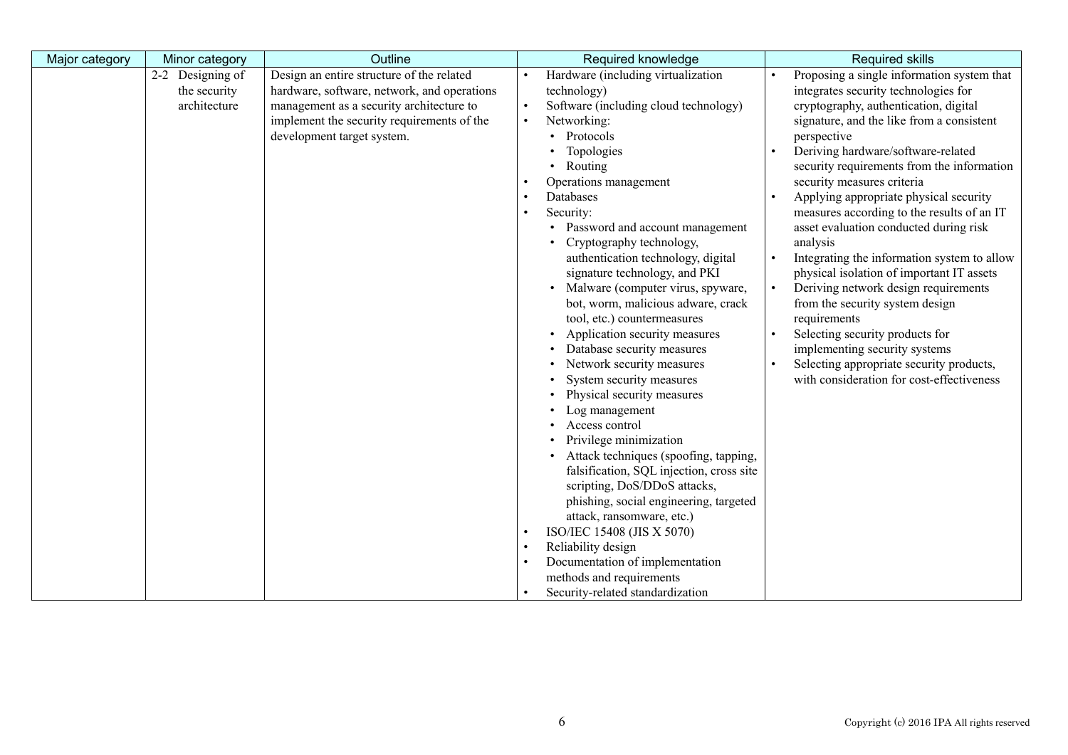| Major category | Minor category | Outline | Required knowledge | Required skills |
|---|---|---|---|---|
| | 2-2 Designing of the security architecture | Design an entire structure of the related hardware, software, network, and operations management as a security architecture to implement the security requirements of the development target system. | • Hardware (including virtualization technology)<br>• Software (including cloud technology)<br>• Networking:<br>  • Protocols<br>  • Topologies<br>  • Routing<br>• Operations management<br>• Databases<br>• Security:<br>  • Password and account management<br>  • Cryptography technology, authentication technology, digital signature technology, and PKI<br>  • Malware (computer virus, spyware, bot, worm, malicious adware, crack tool, etc.) countermeasures<br>  • Application security measures<br>  • Database security measures<br>  • Network security measures<br>  • System security measures<br>  • Physical security measures<br>  • Log management<br>  • Access control<br>  • Privilege minimization<br>  • Attack techniques (spoofing, tapping, falsification, SQL injection, cross site scripting, DoS/DDoS attacks, phishing, social engineering, targeted attack, ransomware, etc.)<br>• ISO/IEC 15408 (JIS X 5070)<br>• Reliability design<br>• Documentation of implementation methods and requirements<br>• Security-related standardization | • Proposing a single information system that integrates security technologies for cryptography, authentication, digital signature, and the like from a consistent perspective<br>• Deriving hardware/software-related security requirements from the information security measures criteria<br>• Applying appropriate physical security measures according to the results of an IT asset evaluation conducted during risk analysis<br>• Integrating the information system to allow physical isolation of important IT assets<br>• Deriving network design requirements from the security system design requirements<br>• Selecting security products for implementing security systems<br>• Selecting appropriate security products, with consideration for cost-effectiveness |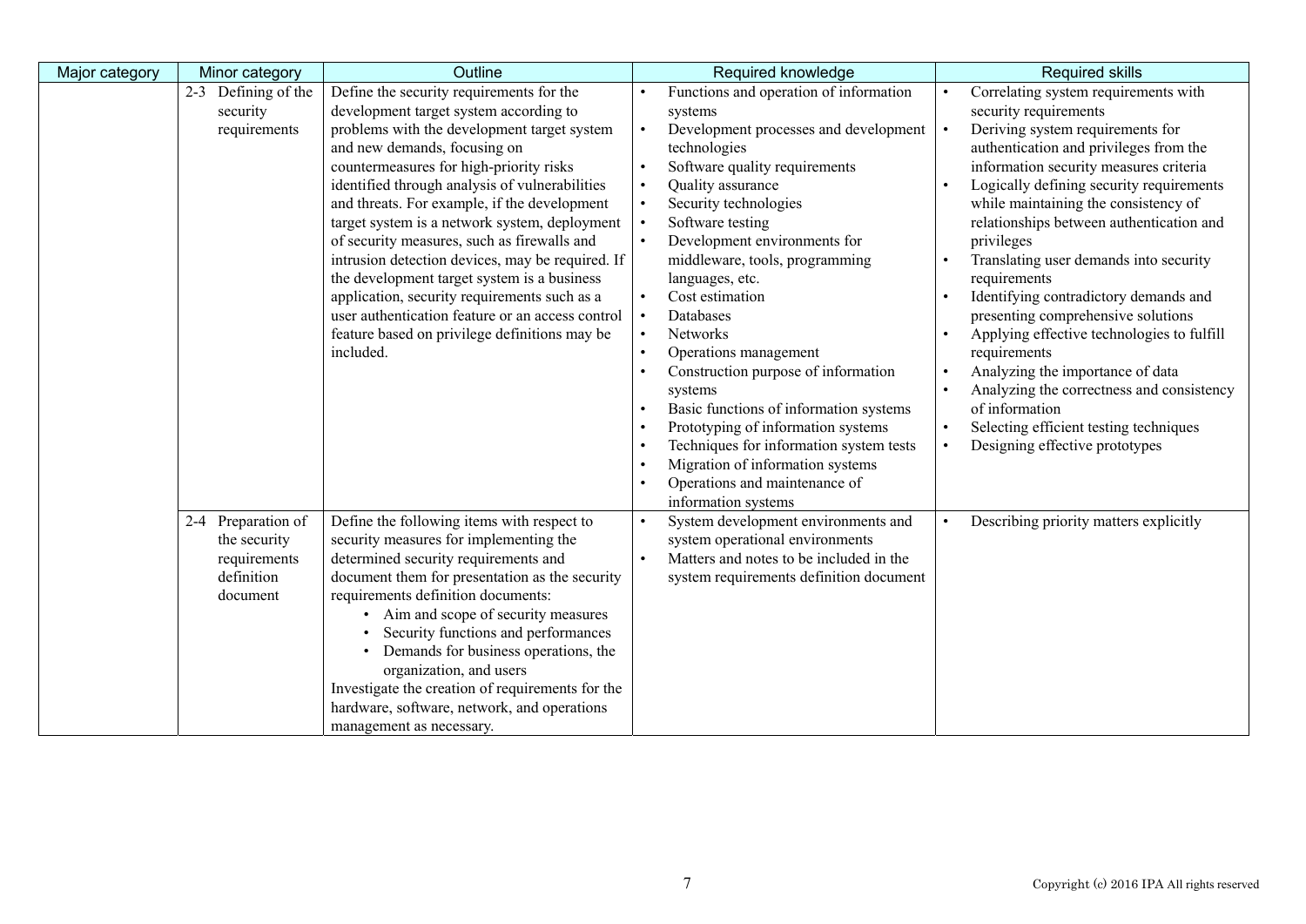| Major category | Minor category | Outline | Required knowledge | Required skills |
|---|---|---|---|---|
| | 2-3 Defining of the security requirements | Define the security requirements for the development target system according to problems with the development target system and new demands, focusing on countermeasures for high-priority risks identified through analysis of vulnerabilities and threats. For example, if the development target system is a network system, deployment of security measures, such as firewalls and intrusion detection devices, may be required. If the development target system is a business application, security requirements such as a user authentication feature or an access control feature based on privilege definitions may be included. | • Functions and operation of information systems<br>• Development processes and development technologies<br>• Software quality requirements<br>• Quality assurance<br>• Security technologies<br>• Software testing<br>• Development environments for middleware, tools, programming languages, etc.<br>• Cost estimation<br>• Databases<br>• Networks<br>• Operations management<br>• Construction purpose of information systems<br>• Basic functions of information systems<br>• Prototyping of information systems<br>• Techniques for information system tests<br>• Migration of information systems<br>• Operations and maintenance of information systems | • Correlating system requirements with security requirements<br>• Deriving system requirements for authentication and privileges from the information security measures criteria<br>• Logically defining security requirements while maintaining the consistency of relationships between authentication and privileges<br>• Translating user demands into security requirements<br>• Identifying contradictory demands and presenting comprehensive solutions<br>• Applying effective technologies to fulfill requirements<br>• Analyzing the importance of data<br>• Analyzing the correctness and consistency of information<br>• Selecting efficient testing techniques<br>• Designing effective prototypes |
| | 2-4 Preparation of the security requirements definition document | Define the following items with respect to security measures for implementing the determined security requirements and document them for presentation as the security requirements definition documents:<br>• Aim and scope of security measures<br>• Security functions and performances<br>• Demands for business operations, the organization, and users<br>Investigate the creation of requirements for the hardware, software, network, and operations management as necessary. | • System development environments and system operational environments<br>• Matters and notes to be included in the system requirements definition document | • Describing priority matters explicitly |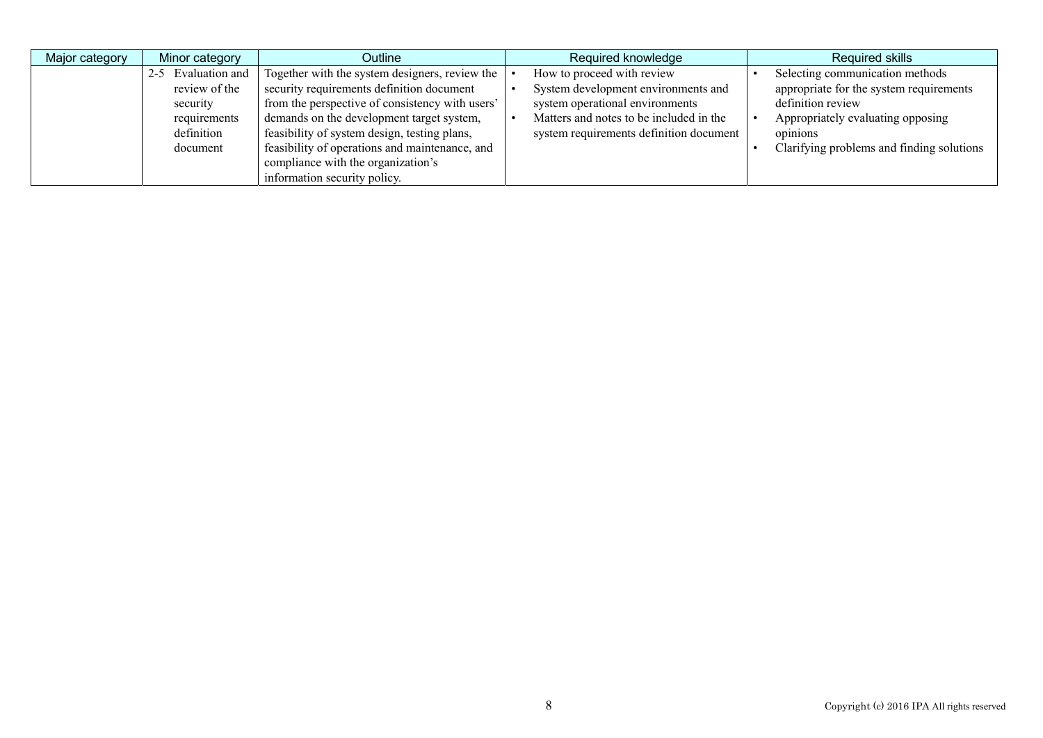| Major category | Minor category | Outline | Required knowledge | Required skills |
|---|---|---|---|---|
| | 2-5 Evaluation and review of the security requirements definition document | Together with the system designers, review the security requirements definition document from the perspective of consistency with users' demands on the development target system, feasibility of system design, testing plans, feasibility of operations and maintenance, and compliance with the organization's information security policy. | • How to proceed with review<br>• System development environments and system operational environments<br>• Matters and notes to be included in the system requirements definition document | • Selecting communication methods appropriate for the system requirements definition review<br>• Appropriately evaluating opposing opinions<br>• Clarifying problems and finding solutions |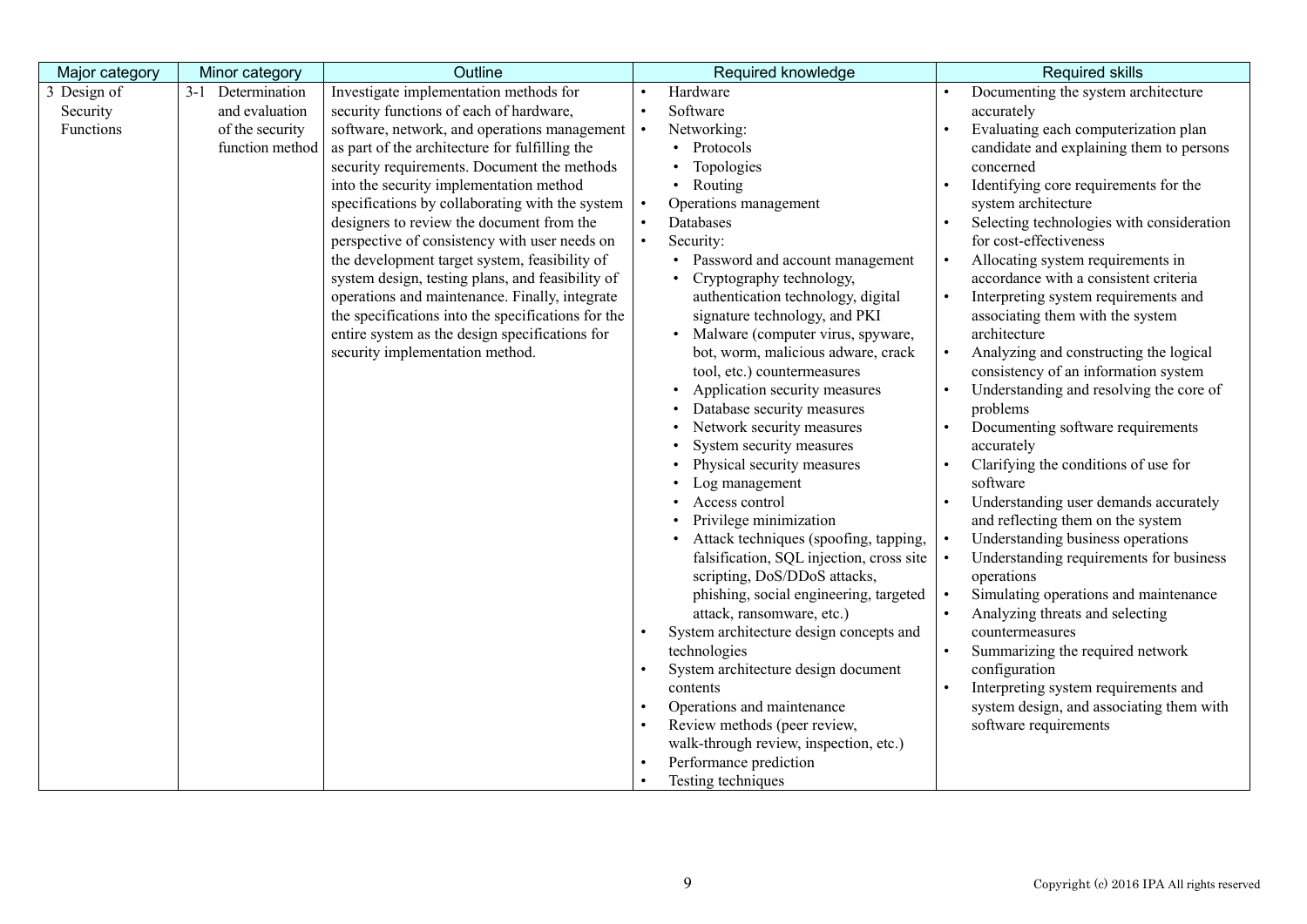| Major category | Minor category | Outline | Required knowledge | Required skills |
|---|---|---|---|---|
| 3 Design of Security Functions | 3-1 Determination and evaluation of the security function method | Investigate implementation methods for security functions of each of hardware, software, network, and operations management as part of the architecture for fulfilling the security requirements. Document the methods into the security implementation method specifications by collaborating with the system designers to review the document from the perspective of consistency with user needs on the development target system, feasibility of system design, testing plans, and feasibility of operations and maintenance. Finally, integrate the specifications into the specifications for the entire system as the design specifications for security implementation method. | • Hardware<br>• Software<br>• Networking:<br>  • Protocols<br>  • Topologies<br>  • Routing<br>• Operations management<br>• Databases<br>• Security:<br>  • Password and account management<br>  • Cryptography technology, authentication technology, digital signature technology, and PKI<br>  • Malware (computer virus, spyware, bot, worm, malicious adware, crack tool, etc.) countermeasures<br>  • Application security measures<br>  • Database security measures<br>  • Network security measures<br>  • System security measures<br>  • Physical security measures<br>  • Log management<br>  • Access control<br>  • Privilege minimization<br>  • Attack techniques (spoofing, tapping, falsification, SQL injection, cross site scripting, DoS/DDoS attacks, phishing, social engineering, targeted attack, ransomware, etc.)<br>• System architecture design concepts and technologies<br>• System architecture design document contents<br>• Operations and maintenance<br>• Review methods (peer review, walk-through review, inspection, etc.)<br>• Performance prediction<br>• Testing techniques | • Documenting the system architecture accurately<br>• Evaluating each computerization plan candidate and explaining them to persons concerned<br>• Identifying core requirements for the system architecture<br>• Selecting technologies with consideration for cost-effectiveness<br>• Allocating system requirements in accordance with a consistent criteria<br>• Interpreting system requirements and associating them with the system architecture<br>• Analyzing and constructing the logical consistency of an information system<br>• Understanding and resolving the core of problems<br>• Documenting software requirements accurately<br>• Clarifying the conditions of use for software<br>• Understanding user demands accurately and reflecting them on the system<br>• Understanding business operations<br>• Understanding requirements for business operations<br>• Simulating operations and maintenance<br>• Analyzing threats and selecting countermeasures<br>• Summarizing the required network configuration<br>• Interpreting system requirements and system design, and associating them with software requirements |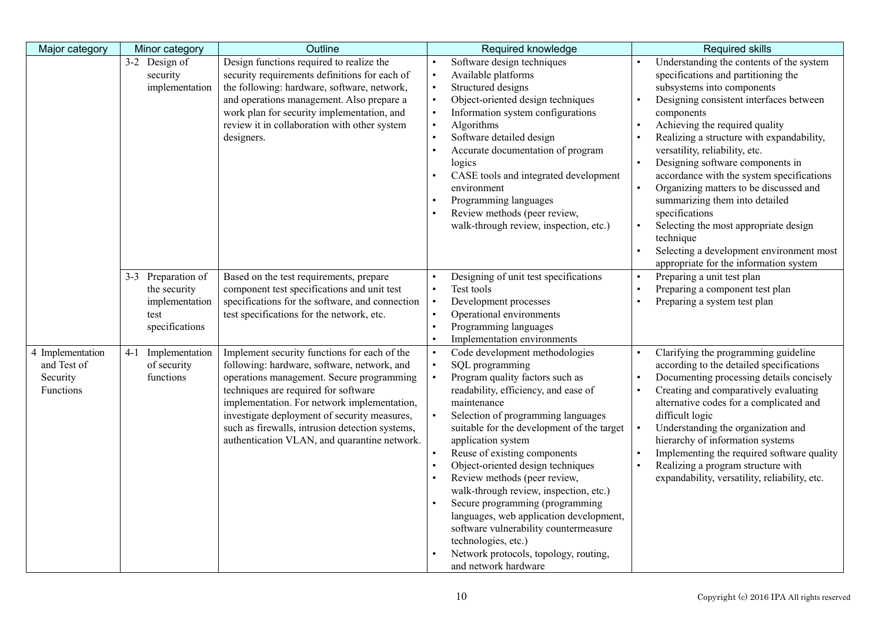| Major category | Minor category | Outline | Required knowledge | Required skills |
|---|---|---|---|---|
| | 3-2 Design of security implementation | Design functions required to realize the security requirements definitions for each of the following: hardware, software, network, and operations management. Also prepare a work plan for security implementation, and review it in collaboration with other system designers. | • Software design techniques<br>• Available platforms<br>• Structured designs<br>• Object-oriented design techniques<br>• Information system configurations<br>• Algorithms<br>• Software detailed design<br>• Accurate documentation of program logics<br>• CASE tools and integrated development environment<br>• Programming languages<br>• Review methods (peer review, walk-through review, inspection, etc.) | • Understanding the contents of the system specifications and partitioning the subsystems into components<br>• Designing consistent interfaces between components<br>• Achieving the required quality<br>• Realizing a structure with expandability, versatility, reliability, etc.<br>• Designing software components in accordance with the system specifications<br>• Organizing matters to be discussed and summarizing them into detailed specifications<br>• Selecting the most appropriate design technique<br>• Selecting a development environment most appropriate for the information system |
| | 3-3 Preparation of the security implementation test specifications | Based on the test requirements, prepare component test specifications and unit test specifications for the software, and connection test specifications for the network, etc. | • Designing of unit test specifications<br>• Test tools<br>• Development processes<br>• Operational environments<br>• Programming languages<br>• Implementation environments | • Preparing a unit test plan<br>• Preparing a component test plan<br>• Preparing a system test plan |
| 4 Implementation and Test of Security Functions | 4-1 Implementation of security functions | Implement security functions for each of the following: hardware, software, network, and operations management. Secure programming techniques are required for software implementation. For network implementation, investigate deployment of security measures, such as firewalls, intrusion detection systems, authentication VLAN, and quarantine network. | • Code development methodologies<br>• SQL programming<br>• Program quality factors such as readability, efficiency, and ease of maintenance<br>• Selection of programming languages suitable for the development of the target application system<br>• Reuse of existing components<br>• Object-oriented design techniques<br>• Review methods (peer review, walk-through review, inspection, etc.)<br>• Secure programming (programming languages, web application development, software vulnerability countermeasure technologies, etc.)<br>• Network protocols, topology, routing, and network hardware | • Clarifying the programming guideline according to the detailed specifications<br>• Documenting processing details concisely<br>• Creating and comparatively evaluating alternative codes for a complicated and difficult logic<br>• Understanding the organization and hierarchy of information systems<br>• Implementing the required software quality<br>• Realizing a program structure with expandability, versatility, reliability, etc. |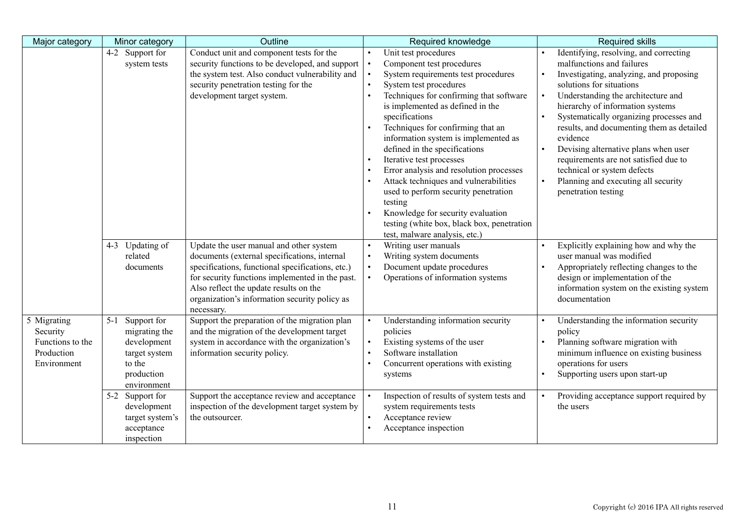| Major category | Minor category | Outline | Required knowledge | Required skills |
|---|---|---|---|---|
| | 4-2 Support for system tests | Conduct unit and component tests for the security functions to be developed, and support the system test. Also conduct vulnerability and security penetration testing for the development target system. | • Unit test procedures<br>• Component test procedures<br>• System requirements test procedures<br>• System test procedures<br>• Techniques for confirming that software is implemented as defined in the specifications<br>• Techniques for confirming that an information system is implemented as defined in the specifications<br>• Iterative test processes<br>• Error analysis and resolution processes<br>• Attack techniques and vulnerabilities used to perform security penetration testing<br>• Knowledge for security evaluation testing (white box, black box, penetration test, malware analysis, etc.) | • Identifying, resolving, and correcting malfunctions and failures<br>• Investigating, analyzing, and proposing solutions for situations<br>• Understanding the architecture and hierarchy of information systems<br>• Systematically organizing processes and results, and documenting them as detailed evidence<br>• Devising alternative plans when user requirements are not satisfied due to technical or system defects<br>• Planning and executing all security penetration testing |
| | 4-3 Updating of related documents | Update the user manual and other system documents (external specifications, internal specifications, functional specifications, etc.) for security functions implemented in the past. Also reflect the update results on the organization's information security policy as necessary. | • Writing user manuals<br>• Writing system documents<br>• Document update procedures<br>• Operations of information systems | • Explicitly explaining how and why the user manual was modified<br>• Appropriately reflecting changes to the design or implementation of the information system on the existing system documentation |
| 5 Migrating Security Functions to the Production Environment | 5-1 Support for migrating the development target system to the production environment | Support the preparation of the migration plan and the migration of the development target system in accordance with the organization's information security policy. | • Understanding information security policies<br>• Existing systems of the user<br>• Software installation<br>• Concurrent operations with existing systems | • Understanding the information security policy<br>• Planning software migration with minimum influence on existing business operations for users<br>• Supporting users upon start-up |
| | 5-2 Support for development target system's acceptance inspection | Support the acceptance review and acceptance inspection of the development target system by the outsourcer. | • Inspection of results of system tests and system requirements tests<br>• Acceptance review<br>• Acceptance inspection | • Providing acceptance support required by the users |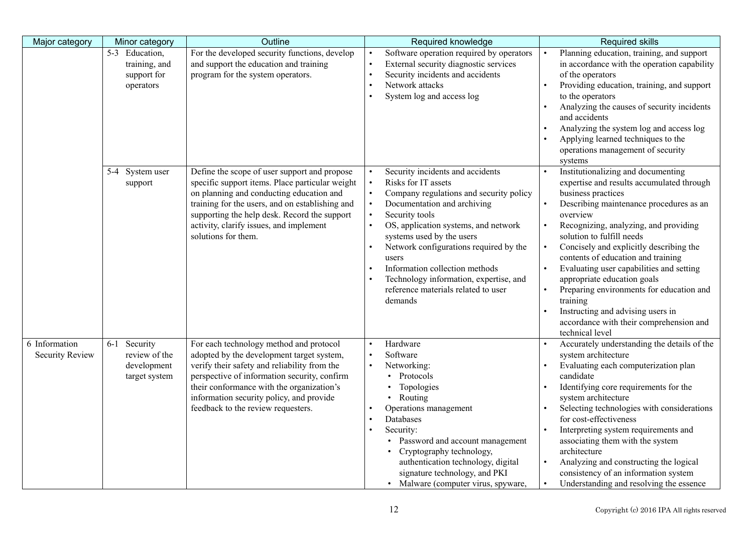| Major category | Minor category | Outline | Required knowledge | Required skills |
|---|---|---|---|---|
| | 5-3 Education, training, and support for operators | For the developed security functions, develop and support the education and training program for the system operators. | • Software operation required by operators<br>• External security diagnostic services<br>• Security incidents and accidents<br>• Network attacks<br>• System log and access log | • Planning education, training, and support in accordance with the operation capability of the operators<br>• Providing education, training, and support to the operators<br>• Analyzing the causes of security incidents and accidents<br>• Analyzing the system log and access log<br>• Applying learned techniques to the operations management of security systems |
| | 5-4 System user support | Define the scope of user support and propose specific support items. Place particular weight on planning and conducting education and training for the users, and on establishing and supporting the help desk. Record the support activity, clarify issues, and implement solutions for them. | • Security incidents and accidents<br>• Risks for IT assets<br>• Company regulations and security policy<br>• Documentation and archiving<br>• Security tools<br>• OS, application systems, and network systems used by the users<br>• Network configurations required by the users<br>• Information collection methods<br>• Technology information, expertise, and reference materials related to user demands | • Institutionalizing and documenting expertise and results accumulated through business practices<br>• Describing maintenance procedures as an overview<br>• Recognizing, analyzing, and providing solution to fulfill needs<br>• Concisely and explicitly describing the contents of education and training<br>• Evaluating user capabilities and setting appropriate education goals<br>• Preparing environments for education and training<br>• Instructing and advising users in accordance with their comprehension and technical level |
| 6 Information Security Review | 6-1 Security review of the development target system | For each technology method and protocol adopted by the development target system, verify their safety and reliability from the perspective of information security, confirm their conformance with the organization's information security policy, and provide feedback to the review requesters. | • Hardware<br>• Software<br>• Networking:<br>&nbsp;&nbsp;• Protocols<br>&nbsp;&nbsp;• Topologies<br>&nbsp;&nbsp;• Routing<br>• Operations management<br>• Databases<br>• Security:<br>&nbsp;&nbsp;• Password and account management<br>&nbsp;&nbsp;• Cryptography technology, authentication technology, digital signature technology, and PKI<br>&nbsp;&nbsp;• Malware (computer virus, spyware, | • Accurately understanding the details of the system architecture<br>• Evaluating each computerization plan candidate<br>• Identifying core requirements for the system architecture<br>• Selecting technologies with considerations for cost-effectiveness<br>• Interpreting system requirements and associating them with the system architecture<br>• Analyzing and constructing the logical consistency of an information system<br>• Understanding and resolving the essence |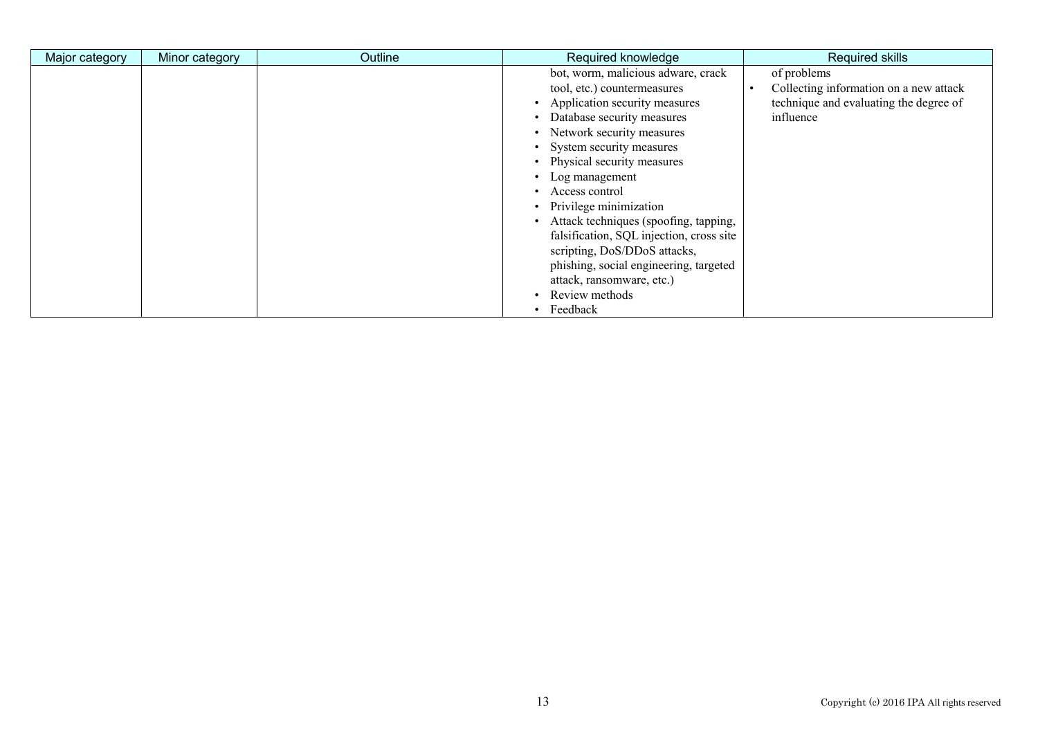| Major category | Minor category | Outline | Required knowledge | Required skills |
|---|---|---|---|---|
| | | | bot, worm, malicious adware, crack tool, etc.) countermeasures<br>• Application security measures<br>• Database security measures<br>• Network security measures<br>• System security measures<br>• Physical security measures<br>• Log management<br>• Access control<br>• Privilege minimization<br>• Attack techniques (spoofing, tapping, falsification, SQL injection, cross site scripting, DoS/DDoS attacks, phishing, social engineering, targeted attack, ransomware, etc.)<br>• Review methods<br>• Feedback | of problems<br>• Collecting information on a new attack technique and evaluating the degree of influence |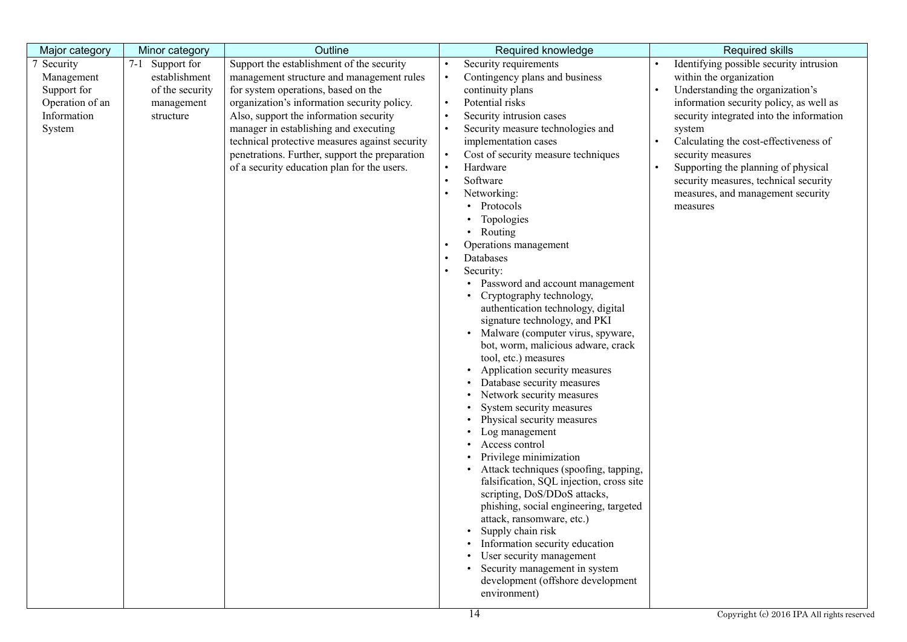| Major category | Minor category | Outline | Required knowledge | Required skills |
|---|---|---|---|---|
| 7 Security Management Support for Operation of an Information System | 7-1 Support for establishment of the security management structure | Support the establishment of the security management structure and management rules for system operations, based on the organization's information security policy. Also, support the information security manager in establishing and executing technical protective measures against security penetrations. Further, support the preparation of a security education plan for the users. | • Security requirements<br>• Contingency plans and business continuity plans<br>• Potential risks<br>• Security intrusion cases<br>• Security measure technologies and implementation cases<br>• Cost of security measure techniques<br>• Hardware<br>• Software<br>• Networking:<br>  • Protocols<br>  • Topologies<br>  • Routing<br>• Operations management<br>• Databases<br>• Security:<br>  • Password and account management<br>  • Cryptography technology, authentication technology, digital signature technology, and PKI<br>  • Malware (computer virus, spyware, bot, worm, malicious adware, crack tool, etc.) measures<br>  • Application security measures<br>  • Database security measures<br>  • Network security measures<br>  • System security measures<br>  • Physical security measures<br>  • Log management<br>  • Access control<br>  • Privilege minimization<br>  • Attack techniques (spoofing, tapping, falsification, SQL injection, cross site scripting, DoS/DDoS attacks, phishing, social engineering, targeted attack, ransomware, etc.)<br>  • Supply chain risk<br>  • Information security education<br>  • User security management<br>  • Security management in system development (offshore development environment) | • Identifying possible security intrusion within the organization<br>• Understanding the organization's information security policy, as well as security integrated into the information system<br>• Calculating the cost-effectiveness of security measures<br>• Supporting the planning of physical security measures, technical security measures, and management security measures |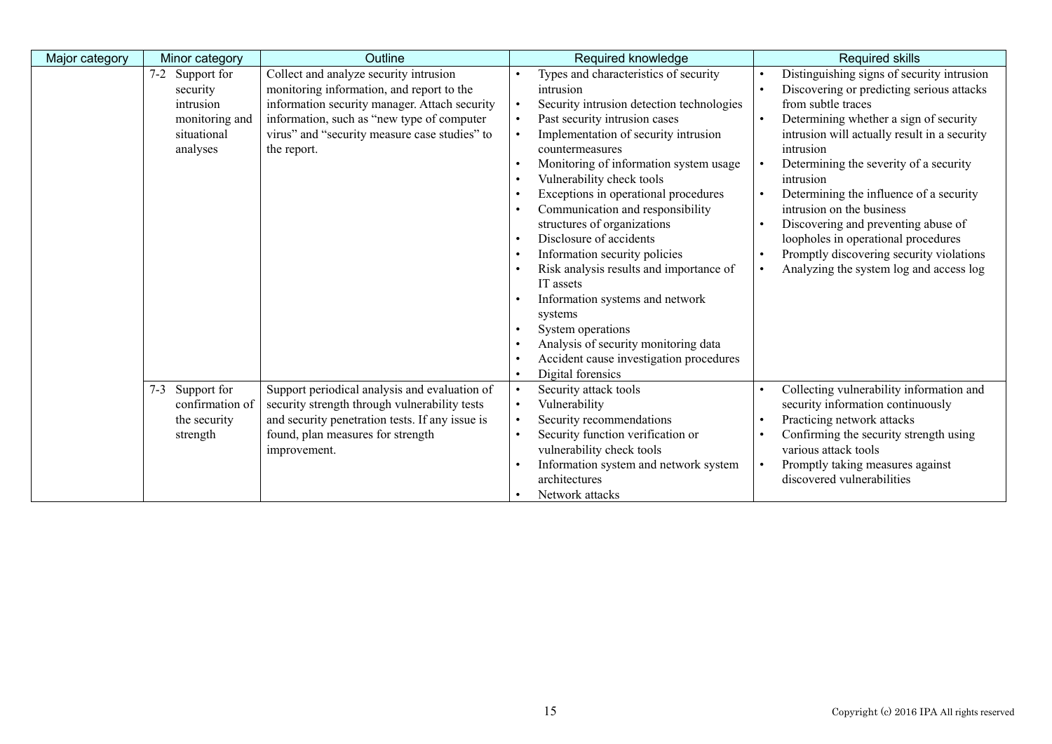| Major category | Minor category | Outline | Required knowledge | Required skills |
|---|---|---|---|---|
| | 7-2 Support for security intrusion monitoring and situational analyses | Collect and analyze security intrusion monitoring information, and report to the information security manager. Attach security information, such as "new type of computer virus" and "security measure case studies" to the report. | • Types and characteristics of security intrusion<br>• Security intrusion detection technologies<br>• Past security intrusion cases<br>• Implementation of security intrusion countermeasures<br>• Monitoring of information system usage<br>• Vulnerability check tools<br>• Exceptions in operational procedures<br>• Communication and responsibility structures of organizations<br>• Disclosure of accidents<br>• Information security policies<br>• Risk analysis results and importance of IT assets<br>• Information systems and network systems<br>• System operations<br>• Analysis of security monitoring data<br>• Accident cause investigation procedures<br>• Digital forensics | • Distinguishing signs of security intrusion<br>• Discovering or predicting serious attacks from subtle traces<br>• Determining whether a sign of security intrusion will actually result in a security intrusion<br>• Determining the severity of a security intrusion<br>• Determining the influence of a security intrusion on the business<br>• Discovering and preventing abuse of loopholes in operational procedures<br>• Promptly discovering security violations<br>• Analyzing the system log and access log |
| | 7-3 Support for confirmation of the security strength | Support periodical analysis and evaluation of security strength through vulnerability tests and security penetration tests. If any issue is found, plan measures for strength improvement. | • Security attack tools<br>• Vulnerability<br>• Security recommendations<br>• Security function verification or vulnerability check tools<br>• Information system and network system architectures<br>• Network attacks | • Collecting vulnerability information and security information continuously<br>• Practicing network attacks<br>• Confirming the security strength using various attack tools<br>• Promptly taking measures against discovered vulnerabilities |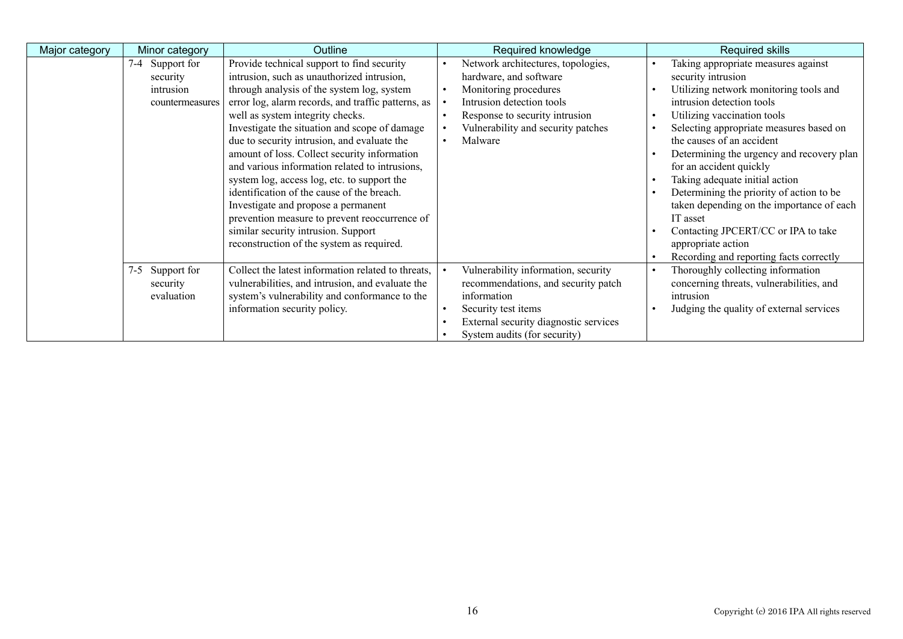| Major category | Minor category | Outline | Required knowledge | Required skills |
|---|---|---|---|---|
| | 7-4 Support for security intrusion countermeasures | Provide technical support to find security intrusion, such as unauthorized intrusion, through analysis of the system log, system error log, alarm records, and traffic patterns, as well as system integrity checks. Investigate the situation and scope of damage due to security intrusion, and evaluate the amount of loss. Collect security information and various information related to intrusions, system log, access log, etc. to support the identification of the cause of the breach. Investigate and propose a permanent prevention measure to prevent reoccurrence of similar security intrusion. Support reconstruction of the system as required. | • Network architectures, topologies, hardware, and software<br>• Monitoring procedures<br>• Intrusion detection tools<br>• Response to security intrusion<br>• Vulnerability and security patches<br>• Malware | • Taking appropriate measures against security intrusion<br>• Utilizing network monitoring tools and intrusion detection tools<br>• Utilizing vaccination tools<br>• Selecting appropriate measures based on the causes of an accident<br>• Determining the urgency and recovery plan for an accident quickly<br>• Taking adequate initial action<br>• Determining the priority of action to be taken depending on the importance of each IT asset<br>• Contacting JPCERT/CC or IPA to take appropriate action<br>• Recording and reporting facts correctly |
| | 7-5 Support for security evaluation | Collect the latest information related to threats, vulnerabilities, and intrusion, and evaluate the system's vulnerability and conformance to the information security policy. | • Vulnerability information, security recommendations, and security patch information<br>• Security test items<br>• External security diagnostic services<br>• System audits (for security) | • Thoroughly collecting information concerning threats, vulnerabilities, and intrusion<br>• Judging the quality of external services |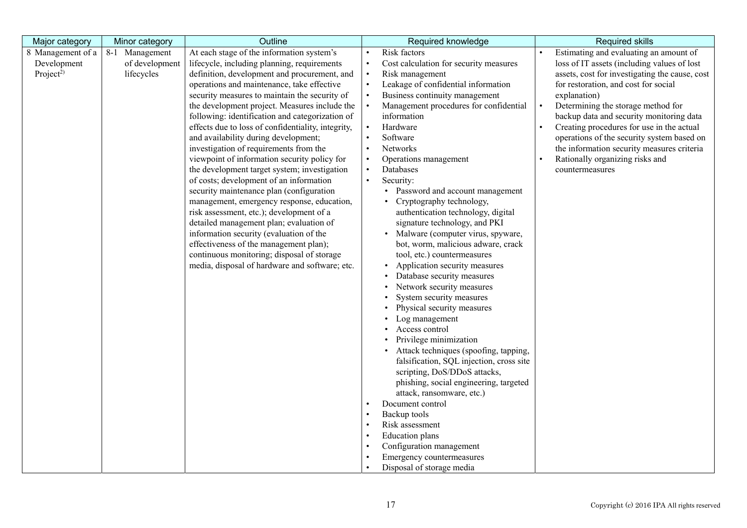| Major category | Minor category | Outline | Required knowledge | Required skills |
|---|---|---|---|---|
| 8 Management of a Development Project[2)] | 8-1 Management of development lifecycles | At each stage of the information system's lifecycle, including planning, requirements definition, development and procurement, and operations and maintenance, take effective security measures to maintain the security of the development project. Measures include the following: identification and categorization of effects due to loss of confidentiality, integrity, and availability during development; investigation of requirements from the viewpoint of information security policy for the development target system; investigation of costs; development of an information security maintenance plan (configuration management, emergency response, education, risk assessment, etc.); development of a detailed management plan; evaluation of information security (evaluation of the effectiveness of the management plan); continuous monitoring; disposal of storage media, disposal of hardware and software; etc. | • Risk factors<br>• Cost calculation for security measures<br>• Risk management<br>• Leakage of confidential information<br>• Business continuity management<br>• Management procedures for confidential information<br>• Hardware<br>• Software<br>• Networks<br>• Operations management<br>• Databases<br>• Security:<br>&nbsp;&nbsp;• Password and account management<br>&nbsp;&nbsp;• Cryptography technology, authentication technology, digital signature technology, and PKI<br>&nbsp;&nbsp;• Malware (computer virus, spyware, bot, worm, malicious adware, crack tool, etc.) countermeasures<br>&nbsp;&nbsp;• Application security measures<br>&nbsp;&nbsp;• Database security measures<br>&nbsp;&nbsp;• Network security measures<br>&nbsp;&nbsp;• System security measures<br>&nbsp;&nbsp;• Physical security measures<br>&nbsp;&nbsp;• Log management<br>&nbsp;&nbsp;• Access control<br>&nbsp;&nbsp;• Privilege minimization<br>&nbsp;&nbsp;• Attack techniques (spoofing, tapping, falsification, SQL injection, cross site scripting, DoS/DDoS attacks, phishing, social engineering, targeted attack, ransomware, etc.)<br>• Document control<br>• Backup tools<br>• Risk assessment<br>• Education plans<br>• Configuration management<br>• Emergency countermeasures<br>• Disposal of storage media | • Estimating and evaluating an amount of loss of IT assets (including values of lost assets, cost for investigating the cause, cost for restoration, and cost for social explanation)<br>• Determining the storage method for backup data and security monitoring data<br>• Creating procedures for use in the actual operations of the security system based on the information security measures criteria<br>• Rationally organizing risks and countermeasures |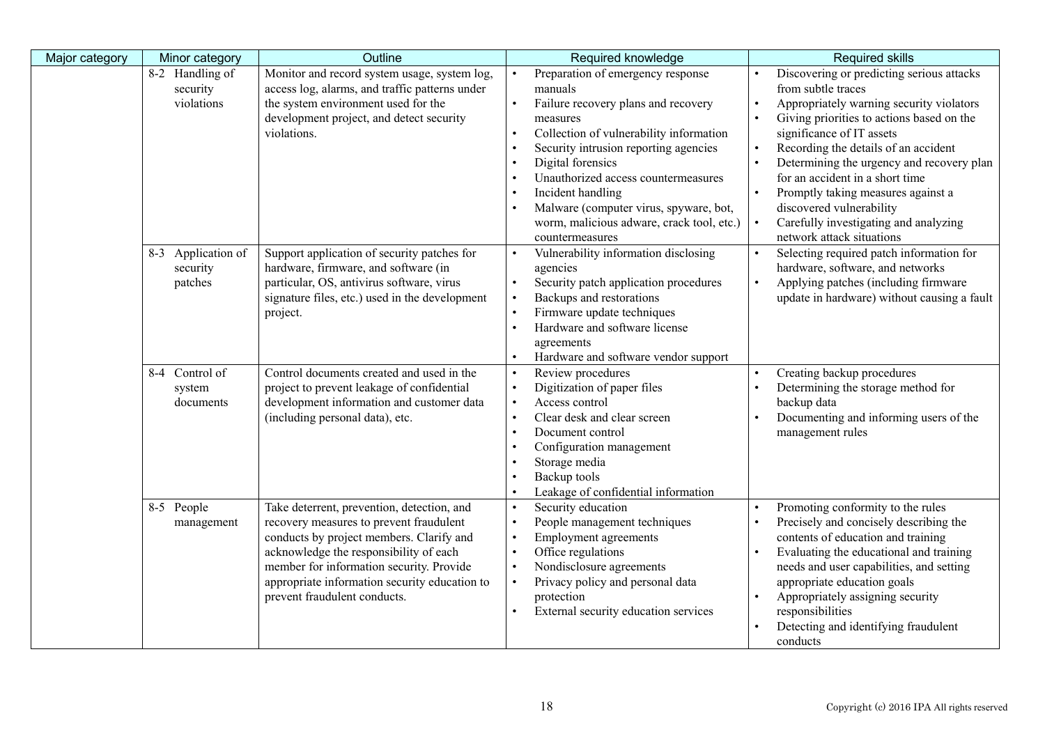| Major category | Minor category | Outline | Required knowledge | Required skills |
|---|---|---|---|---|
| | 8-2 Handling of security violations | Monitor and record system usage, system log, access log, alarms, and traffic patterns under the system environment used for the development project, and detect security violations. | • Preparation of emergency response manuals<br>• Failure recovery plans and recovery measures<br>• Collection of vulnerability information<br>• Security intrusion reporting agencies<br>• Digital forensics<br>• Unauthorized access countermeasures<br>• Incident handling<br>• Malware (computer virus, spyware, bot, worm, malicious adware, crack tool, etc.) countermeasures | • Discovering or predicting serious attacks from subtle traces<br>• Appropriately warning security violators<br>• Giving priorities to actions based on the significance of IT assets<br>• Recording the details of an accident<br>• Determining the urgency and recovery plan for an accident in a short time<br>• Promptly taking measures against a discovered vulnerability<br>• Carefully investigating and analyzing network attack situations |
| | 8-3 Application of security patches | Support application of security patches for hardware, firmware, and software (in particular, OS, antivirus software, virus signature files, etc.) used in the development project. | • Vulnerability information disclosing agencies<br>• Security patch application procedures<br>• Backups and restorations<br>• Firmware update techniques<br>• Hardware and software license agreements<br>• Hardware and software vendor support | • Selecting required patch information for hardware, software, and networks<br>• Applying patches (including firmware update in hardware) without causing a fault |
| | 8-4 Control of system documents | Control documents created and used in the project to prevent leakage of confidential development information and customer data (including personal data), etc. | • Review procedures<br>• Digitization of paper files<br>• Access control<br>• Clear desk and clear screen<br>• Document control<br>• Configuration management<br>• Storage media<br>• Backup tools<br>• Leakage of confidential information | • Creating backup procedures<br>• Determining the storage method for backup data<br>• Documenting and informing users of the management rules |
| | 8-5 People management | Take deterrent, prevention, detection, and recovery measures to prevent fraudulent conducts by project members. Clarify and acknowledge the responsibility of each member for information security. Provide appropriate information security education to prevent fraudulent conducts. | • Security education<br>• People management techniques<br>• Employment agreements<br>• Office regulations<br>• Nondisclosure agreements<br>• Privacy policy and personal data protection<br>• External security education services | • Promoting conformity to the rules<br>• Precisely and concisely describing the contents of education and training<br>• Evaluating the educational and training needs and user capabilities, and setting appropriate education goals<br>• Appropriately assigning security responsibilities<br>• Detecting and identifying fraudulent conducts |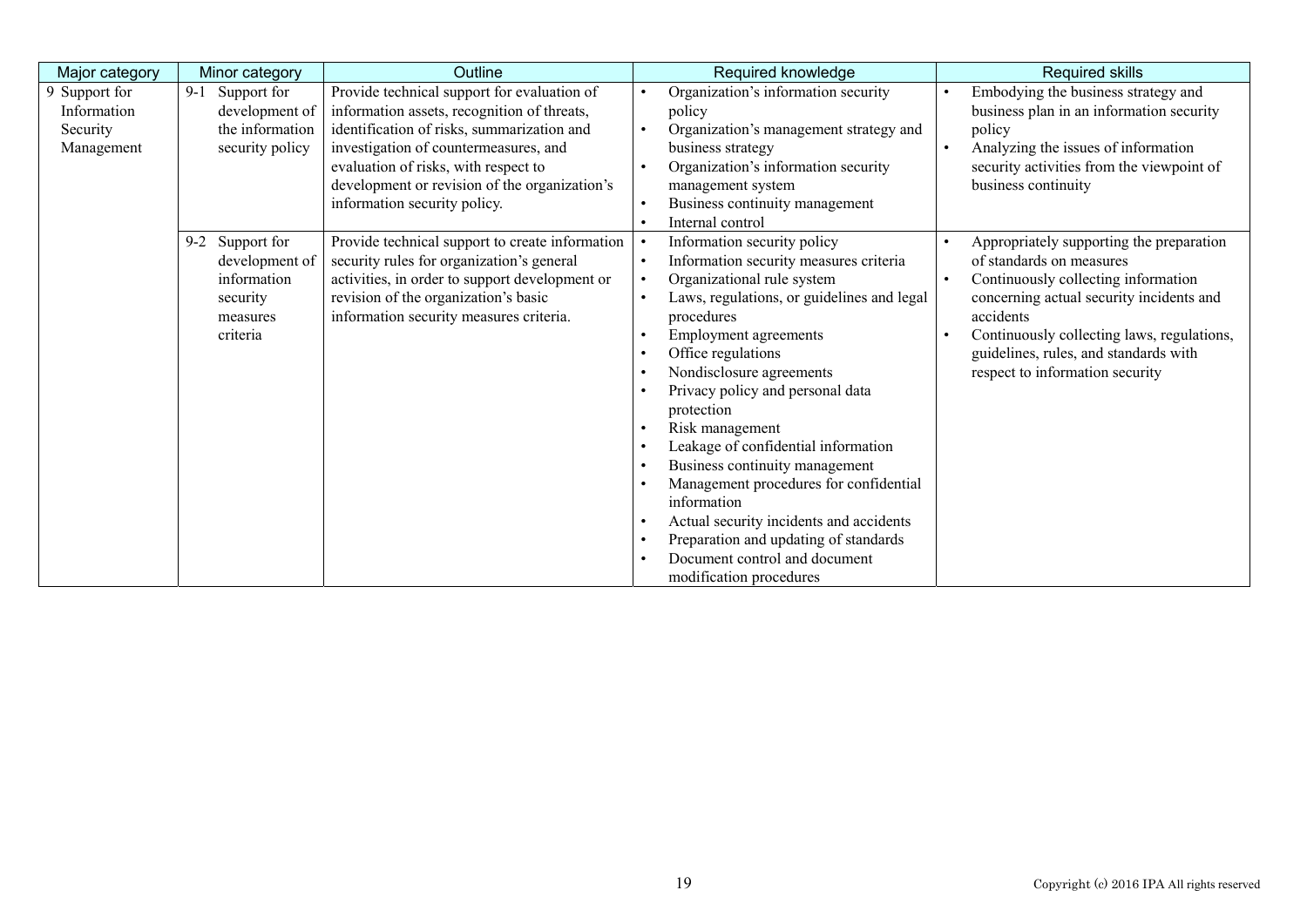| Major category | Minor category | Outline | Required knowledge | Required skills |
|---|---|---|---|---|
| 9 Support for Information Security Management | 9-1 Support for development of the information security policy | Provide technical support for evaluation of information assets, recognition of threats, identification of risks, summarization and investigation of countermeasures, and evaluation of risks, with respect to development or revision of the organization's information security policy. | • Organization's information security policy<br>• Organization's management strategy and business strategy<br>• Organization's information security management system<br>• Business continuity management<br>• Internal control | • Embodying the business strategy and business plan in an information security policy<br>• Analyzing the issues of information security activities from the viewpoint of business continuity |
| | 9-2 Support for development of information security measures criteria | Provide technical support to create information security rules for organization's general activities, in order to support development or revision of the organization's basic information security measures criteria. | • Information security policy<br>• Information security measures criteria<br>• Organizational rule system<br>• Laws, regulations, or guidelines and legal procedures<br>• Employment agreements<br>• Office regulations<br>• Nondisclosure agreements<br>• Privacy policy and personal data protection<br>• Risk management<br>• Leakage of confidential information<br>• Business continuity management<br>• Management procedures for confidential information<br>• Actual security incidents and accidents<br>• Preparation and updating of standards<br>• Document control and document modification procedures | • Appropriately supporting the preparation of standards on measures<br>• Continuously collecting information concerning actual security incidents and accidents<br>• Continuously collecting laws, regulations, guidelines, rules, and standards with respect to information security |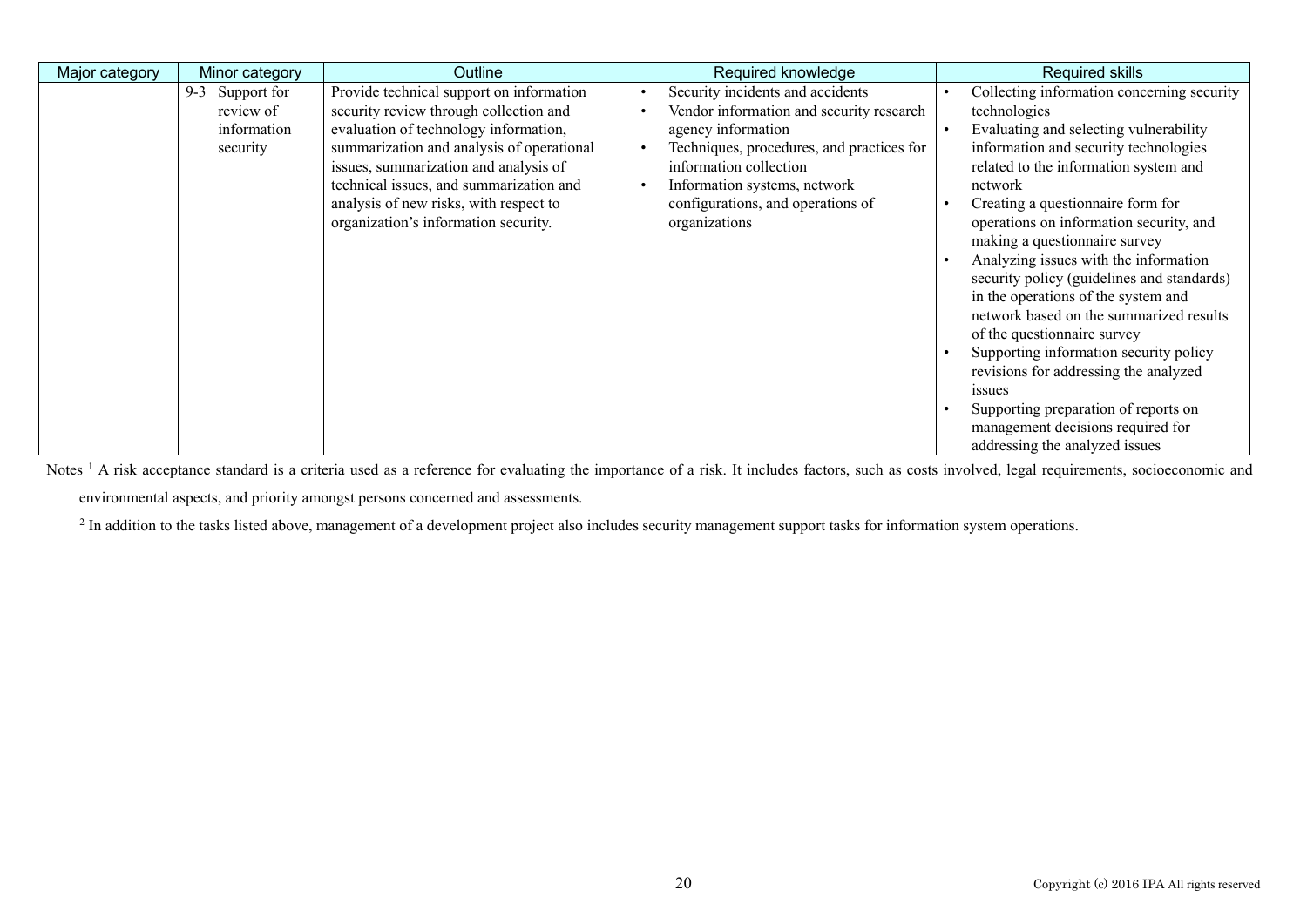| Major category | Minor category | Outline | Required knowledge | Required skills |
| --- | --- | --- | --- | --- |
| | 9-3 Support for review of information security | Provide technical support on information security review through collection and evaluation of technology information, summarization and analysis of operational issues, summarization and analysis of technical issues, and summarization and analysis of new risks, with respect to organization's information security. | • Security incidents and accidents<br>• Vendor information and security research agency information<br>• Techniques, procedures, and practices for information collection<br>• Information systems, network configurations, and operations of organizations | • Collecting information concerning security technologies<br>• Evaluating and selecting vulnerability information and security technologies related to the information system and network<br>• Creating a questionnaire form for operations on information security, and making a questionnaire survey<br>• Analyzing issues with the information security policy (guidelines and standards) in the operations of the system and network based on the summarized results of the questionnaire survey<br>• Supporting information security policy revisions for addressing the analyzed issues<br>• Supporting preparation of reports on management decisions required for addressing the analyzed issues |

Notes [1] A risk acceptance standard is a criteria used as a reference for evaluating the importance of a risk. It includes factors, such as costs involved, legal requirements, socioeconomic and environmental aspects, and priority amongst persons concerned and assessments.

[2] In addition to the tasks listed above, management of a development project also includes security management support tasks for information system operations.

Copyright (c) 2016 IPA All rights reserved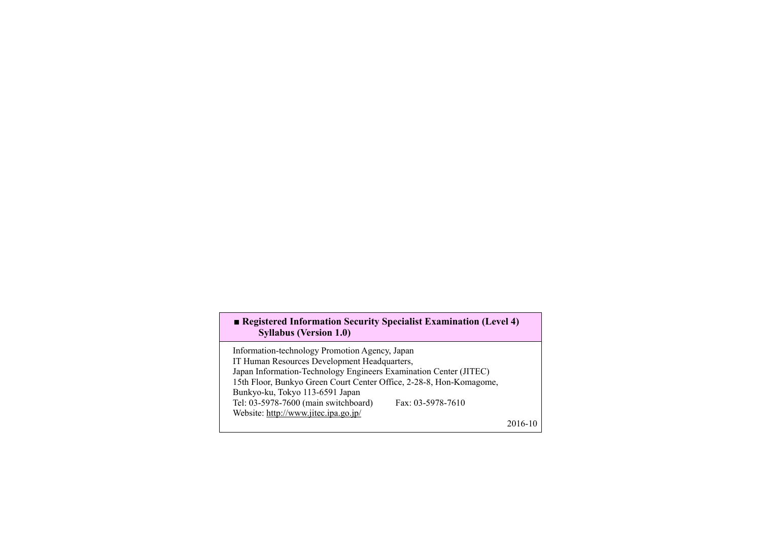■ **Registered Information Security Specialist Examination (Level 4) Syllabus (Version 1.0)**

Information-technology Promotion Agency, Japan
IT Human Resources Development Headquarters,
Japan Information-Technology Engineers Examination Center (JITEC)
15th Floor, Bunkyo Green Court Center Office, 2-28-8, Hon-Komagome,
Bunkyo-ku, Tokyo 113-6591 Japan
Tel: 03-5978-7600 (main switchboard) Fax: 03-5978-7610
Website: http://www.jitec.ipa.go.jp/

2016-10